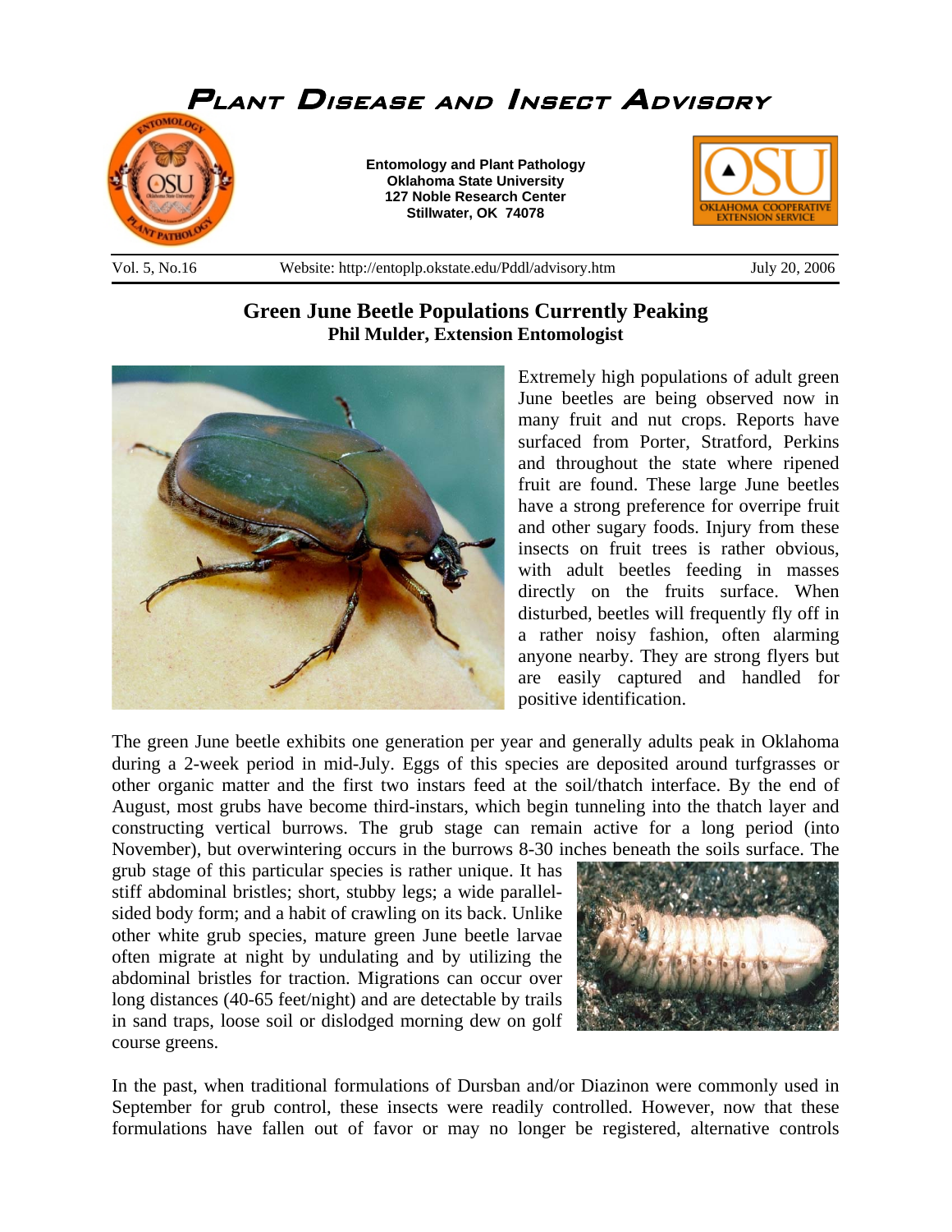# Plant Disease and Insect Advisory

**Entomology and Plant Pathology**
**Oklahoma State University**
**127 Noble Research Center**
**Stillwater, OK 74078**

Vol. 5, No.16 Website: http://entoplp.okstate.edu/Pddl/advisory.htm July 20, 2006

## Green June Beetle Populations Currently Peaking

**Phil Mulder, Extension Entomologist**

Extremely high populations of adult green June beetles are being observed now in many fruit and nut crops. Reports have surfaced from Porter, Stratford, Perkins and throughout the state where ripened fruit are found. These large June beetles have a strong preference for overripe fruit and other sugary foods. Injury from these insects on fruit trees is rather obvious, with adult beetles feeding in masses directly on the fruits surface. When disturbed, beetles will frequently fly off in a rather noisy fashion, often alarming anyone nearby. They are strong flyers but are easily captured and handled for positive identification.

The green June beetle exhibits one generation per year and generally adults peak in Oklahoma during a 2-week period in mid-July. Eggs of this species are deposited around turfgrasses or other organic matter and the first two instars feed at the soil/thatch interface. By the end of August, most grubs have become third-instars, which begin tunneling into the thatch layer and constructing vertical burrows. The grub stage can remain active for a long period (into November), but overwintering occurs in the burrows 8-30 inches beneath the soils surface. The grub stage of this particular species is rather unique. It has stiff abdominal bristles; short, stubby legs; a wide parallel-sided body form; and a habit of crawling on its back. Unlike other white grub species, mature green June beetle larvae often migrate at night by undulating and by utilizing the abdominal bristles for traction. Migrations can occur over long distances (40-65 feet/night) and are detectable by trails in sand traps, loose soil or dislodged morning dew on golf course greens.

In the past, when traditional formulations of Dursban and/or Diazinon were commonly used in September for grub control, these insects were readily controlled. However, now that these formulations have fallen out of favor or may no longer be registered, alternative controls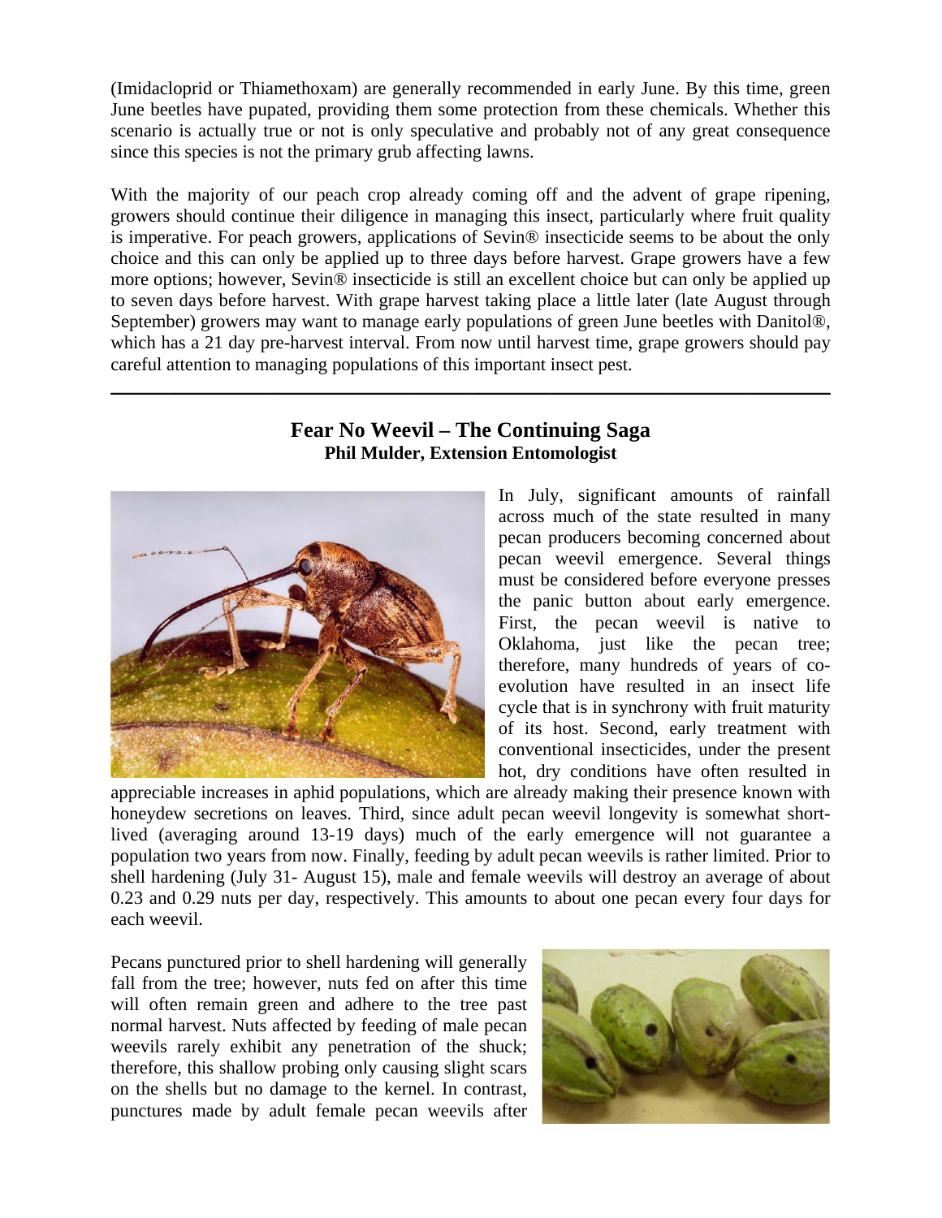(Imidacloprid or Thiamethoxam) are generally recommended in early June. By this time, green June beetles have pupated, providing them some protection from these chemicals. Whether this scenario is actually true or not is only speculative and probably not of any great consequence since this species is not the primary grub affecting lawns.

With the majority of our peach crop already coming off and the advent of grape ripening, growers should continue their diligence in managing this insect, particularly where fruit quality is imperative. For peach growers, applications of Sevin® insecticide seems to be about the only choice and this can only be applied up to three days before harvest. Grape growers have a few more options; however, Sevin® insecticide is still an excellent choice but can only be applied up to seven days before harvest. With grape harvest taking place a little later (late August through September) growers may want to manage early populations of green June beetles with Danitol®, which has a 21 day pre-harvest interval. From now until harvest time, grape growers should pay careful attention to managing populations of this important insect pest.

---

## Fear No Weevil – The Continuing Saga

**Phil Mulder, Extension Entomologist**

In July, significant amounts of rainfall across much of the state resulted in many pecan producers becoming concerned about pecan weevil emergence. Several things must be considered before everyone presses the panic button about early emergence. First, the pecan weevil is native to Oklahoma, just like the pecan tree; therefore, many hundreds of years of co-evolution have resulted in an insect life cycle that is in synchrony with fruit maturity of its host. Second, early treatment with conventional insecticides, under the present hot, dry conditions have often resulted in appreciable increases in aphid populations, which are already making their presence known with honeydew secretions on leaves. Third, since adult pecan weevil longevity is somewhat short-lived (averaging around 13-19 days) much of the early emergence will not guarantee a population two years from now. Finally, feeding by adult pecan weevils is rather limited. Prior to shell hardening (July 31- August 15), male and female weevils will destroy an average of about 0.23 and 0.29 nuts per day, respectively. This amounts to about one pecan every four days for each weevil.

Pecans punctured prior to shell hardening will generally fall from the tree; however, nuts fed on after this time will often remain green and adhere to the tree past normal harvest. Nuts affected by feeding of male pecan weevils rarely exhibit any penetration of the shuck; therefore, this shallow probing only causing slight scars on the shells but no damage to the kernel. In contrast, punctures made by adult female pecan weevils after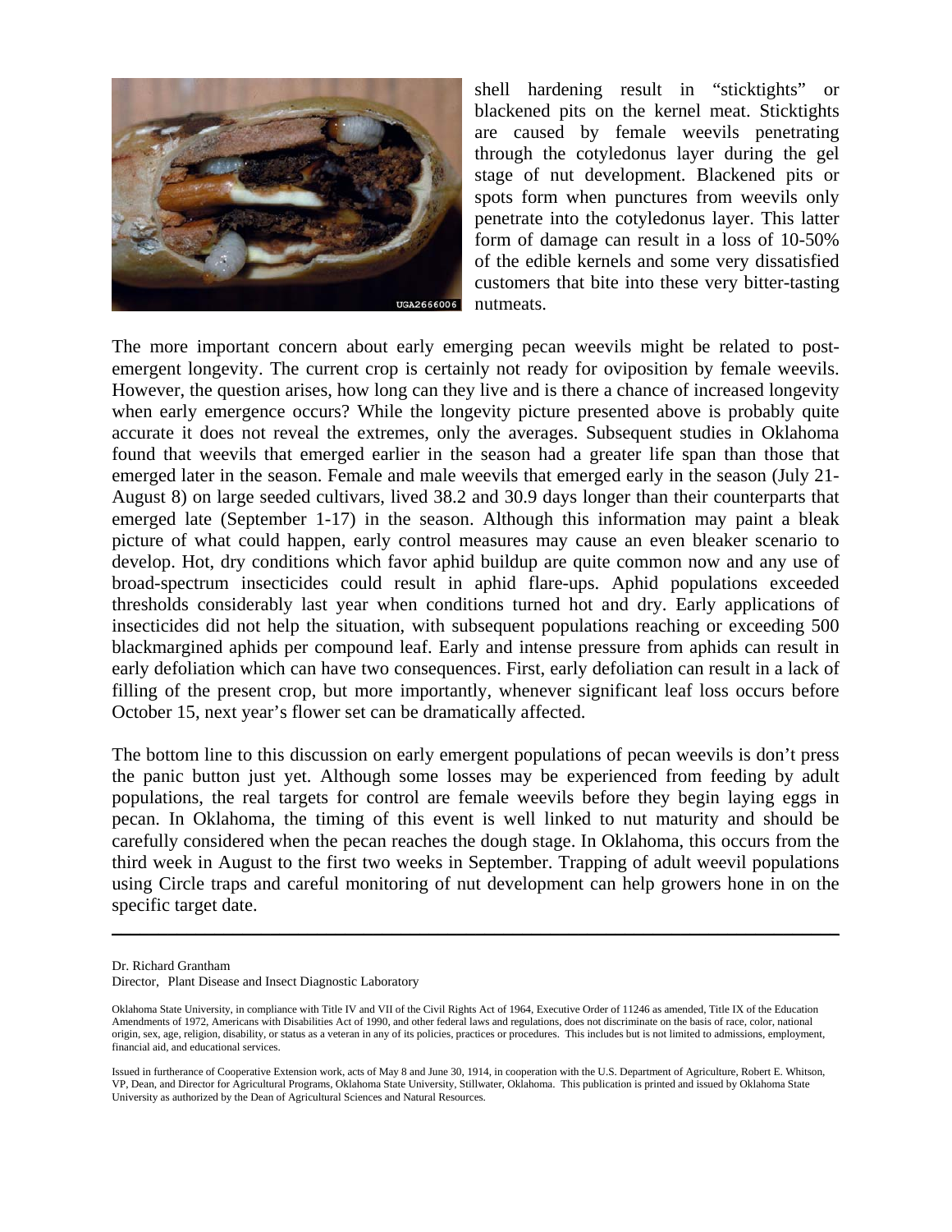shell hardening result in "sticktights" or blackened pits on the kernel meat. Sticktights are caused by female weevils penetrating through the cotyledonus layer during the gel stage of nut development. Blackened pits or spots form when punctures from weevils only penetrate into the cotyledonus layer. This latter form of damage can result in a loss of 10-50% of the edible kernels and some very dissatisfied customers that bite into these very bitter-tasting nutmeats.

The more important concern about early emerging pecan weevils might be related to post-emergent longevity. The current crop is certainly not ready for oviposition by female weevils. However, the question arises, how long can they live and is there a chance of increased longevity when early emergence occurs? While the longevity picture presented above is probably quite accurate it does not reveal the extremes, only the averages. Subsequent studies in Oklahoma found that weevils that emerged earlier in the season had a greater life span than those that emerged later in the season. Female and male weevils that emerged early in the season (July 21-August 8) on large seeded cultivars, lived 38.2 and 30.9 days longer than their counterparts that emerged late (September 1-17) in the season. Although this information may paint a bleak picture of what could happen, early control measures may cause an even bleaker scenario to develop. Hot, dry conditions which favor aphid buildup are quite common now and any use of broad-spectrum insecticides could result in aphid flare-ups. Aphid populations exceeded thresholds considerably last year when conditions turned hot and dry. Early applications of insecticides did not help the situation, with subsequent populations reaching or exceeding 500 blackmargined aphids per compound leaf. Early and intense pressure from aphids can result in early defoliation which can have two consequences. First, early defoliation can result in a lack of filling of the present crop, but more importantly, whenever significant leaf loss occurs before October 15, next year's flower set can be dramatically affected.

The bottom line to this discussion on early emergent populations of pecan weevils is don't press the panic button just yet. Although some losses may be experienced from feeding by adult populations, the real targets for control are female weevils before they begin laying eggs in pecan. In Oklahoma, the timing of this event is well linked to nut maturity and should be carefully considered when the pecan reaches the dough stage. In Oklahoma, this occurs from the third week in August to the first two weeks in September. Trapping of adult weevil populations using Circle traps and careful monitoring of nut development can help growers hone in on the specific target date.

---

Dr. Richard Grantham
Director, Plant Disease and Insect Diagnostic Laboratory

Oklahoma State University, in compliance with Title IV and VII of the Civil Rights Act of 1964, Executive Order of 11246 as amended, Title IX of the Education Amendments of 1972, Americans with Disabilities Act of 1990, and other federal laws and regulations, does not discriminate on the basis of race, color, national origin, sex, age, religion, disability, or status as a veteran in any of its policies, practices or procedures. This includes but is not limited to admissions, employment, financial aid, and educational services.

Issued in furtherance of Cooperative Extension work, acts of May 8 and June 30, 1914, in cooperation with the U.S. Department of Agriculture, Robert E. Whitson, VP, Dean, and Director for Agricultural Programs, Oklahoma State University, Stillwater, Oklahoma. This publication is printed and issued by Oklahoma State University as authorized by the Dean of Agricultural Sciences and Natural Resources.